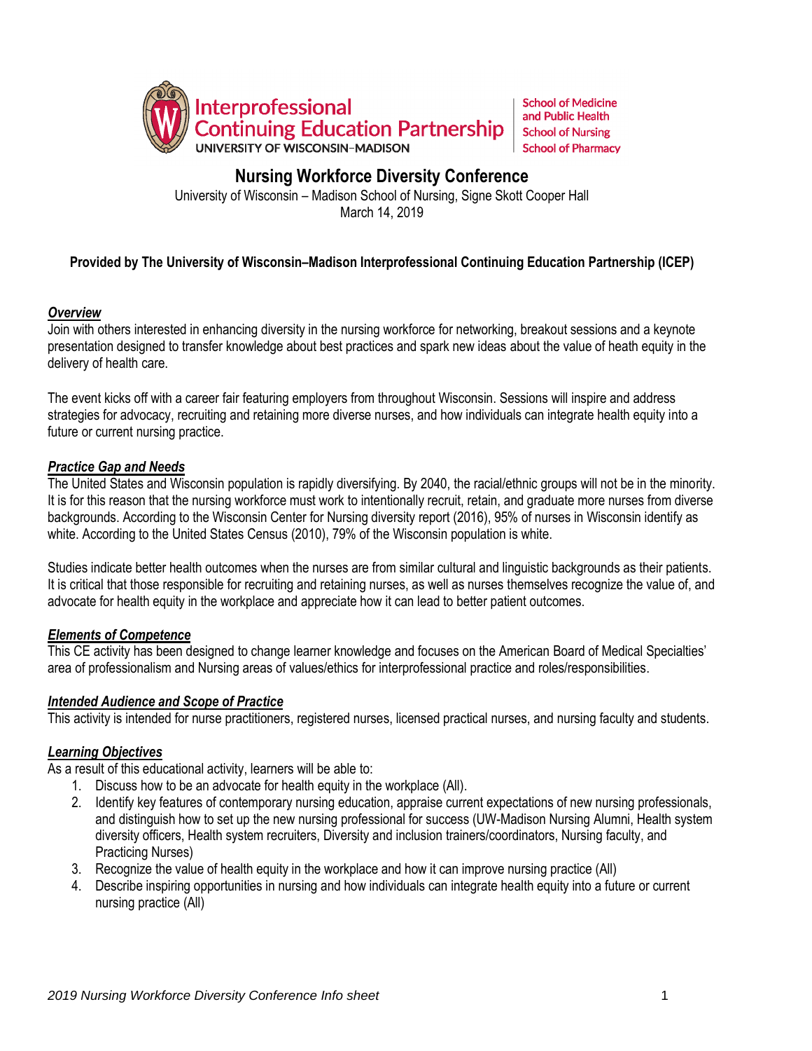Interprofessional Continuing Education Partnership
UNIVERSITY OF WISCONSIN–MADISON

School of Medicine and Public Health
School of Nursing
School of Pharmacy

# Nursing Workforce Diversity Conference

University of Wisconsin – Madison School of Nursing, Signe Skott Cooper Hall
March 14, 2019

**Provided by The University of Wisconsin–Madison Interprofessional Continuing Education Partnership (ICEP)**

### ***Overview***

Join with others interested in enhancing diversity in the nursing workforce for networking, breakout sessions and a keynote presentation designed to transfer knowledge about best practices and spark new ideas about the value of heath equity in the delivery of health care.

The event kicks off with a career fair featuring employers from throughout Wisconsin. Sessions will inspire and address strategies for advocacy, recruiting and retaining more diverse nurses, and how individuals can integrate health equity into a future or current nursing practice.

### ***Practice Gap and Needs***

The United States and Wisconsin population is rapidly diversifying. By 2040, the racial/ethnic groups will not be in the minority. It is for this reason that the nursing workforce must work to intentionally recruit, retain, and graduate more nurses from diverse backgrounds. According to the Wisconsin Center for Nursing diversity report (2016), 95% of nurses in Wisconsin identify as white. According to the United States Census (2010), 79% of the Wisconsin population is white.

Studies indicate better health outcomes when the nurses are from similar cultural and linguistic backgrounds as their patients. It is critical that those responsible for recruiting and retaining nurses, as well as nurses themselves recognize the value of, and advocate for health equity in the workplace and appreciate how it can lead to better patient outcomes.

### ***Elements of Competence***

This CE activity has been designed to change learner knowledge and focuses on the American Board of Medical Specialties' area of professionalism and Nursing areas of values/ethics for interprofessional practice and roles/responsibilities.

### ***Intended Audience and Scope of Practice***

This activity is intended for nurse practitioners, registered nurses, licensed practical nurses, and nursing faculty and students.

### ***Learning Objectives***

As a result of this educational activity, learners will be able to:

1. Discuss how to be an advocate for health equity in the workplace (All).
2. Identify key features of contemporary nursing education, appraise current expectations of new nursing professionals, and distinguish how to set up the new nursing professional for success (UW-Madison Nursing Alumni, Health system diversity officers, Health system recruiters, Diversity and inclusion trainers/coordinators, Nursing faculty, and Practicing Nurses)
3. Recognize the value of health equity in the workplace and how it can improve nursing practice (All)
4. Describe inspiring opportunities in nursing and how individuals can integrate health equity into a future or current nursing practice (All)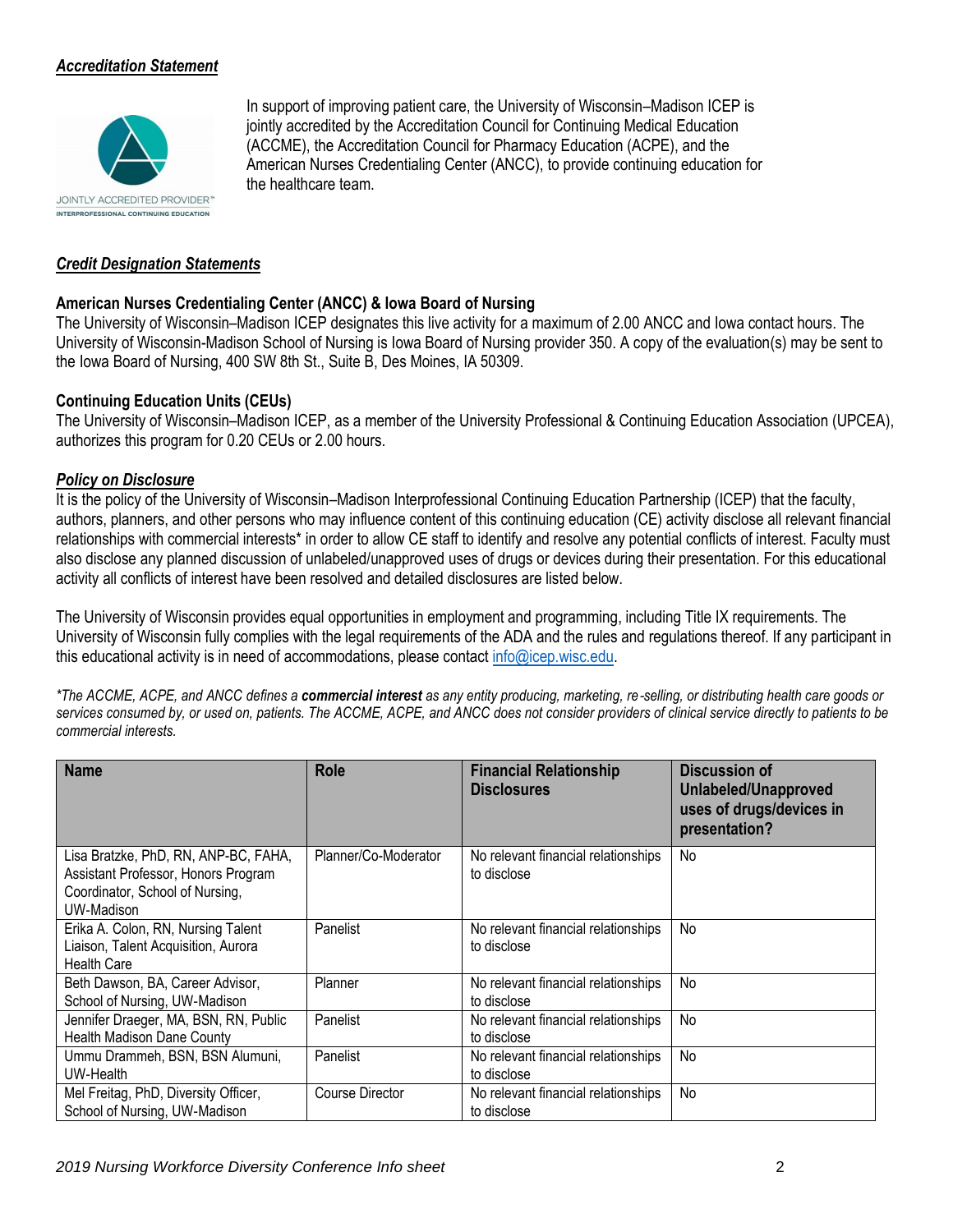***Accreditation Statement***

In support of improving patient care, the University of Wisconsin–Madison ICEP is jointly accredited by the Accreditation Council for Continuing Medical Education (ACCME), the Accreditation Council for Pharmacy Education (ACPE), and the American Nurses Credentialing Center (ANCC), to provide continuing education for the healthcare team.

***Credit Designation Statements***

**American Nurses Credentialing Center (ANCC) & Iowa Board of Nursing**
The University of Wisconsin–Madison ICEP designates this live activity for a maximum of 2.00 ANCC and Iowa contact hours. The University of Wisconsin-Madison School of Nursing is Iowa Board of Nursing provider 350. A copy of the evaluation(s) may be sent to the Iowa Board of Nursing, 400 SW 8th St., Suite B, Des Moines, IA 50309.

**Continuing Education Units (CEUs)**
The University of Wisconsin–Madison ICEP, as a member of the University Professional & Continuing Education Association (UPCEA), authorizes this program for 0.20 CEUs or 2.00 hours.

***Policy on Disclosure***
It is the policy of the University of Wisconsin–Madison Interprofessional Continuing Education Partnership (ICEP) that the faculty, authors, planners, and other persons who may influence content of this continuing education (CE) activity disclose all relevant financial relationships with commercial interests* in order to allow CE staff to identify and resolve any potential conflicts of interest. Faculty must also disclose any planned discussion of unlabeled/unapproved uses of drugs or devices during their presentation. For this educational activity all conflicts of interest have been resolved and detailed disclosures are listed below.

The University of Wisconsin provides equal opportunities in employment and programming, including Title IX requirements. The University of Wisconsin fully complies with the legal requirements of the ADA and the rules and regulations thereof. If any participant in this educational activity is in need of accommodations, please contact info@icep.wisc.edu.

*\*The ACCME, ACPE, and ANCC defines a* ***commercial interest*** *as any entity producing, marketing, re-selling, or distributing health care goods or services consumed by, or used on, patients. The ACCME, ACPE, and ANCC does not consider providers of clinical service directly to patients to be commercial interests.*

| Name | Role | Financial Relationship Disclosures | Discussion of Unlabeled/Unapproved uses of drugs/devices in presentation? |
|---|---|---|---|
| Lisa Bratzke, PhD, RN, ANP-BC, FAHA, Assistant Professor, Honors Program Coordinator, School of Nursing, UW-Madison | Planner/Co-Moderator | No relevant financial relationships to disclose | No |
| Erika A. Colon, RN, Nursing Talent Liaison, Talent Acquisition, Aurora Health Care | Panelist | No relevant financial relationships to disclose | No |
| Beth Dawson, BA, Career Advisor, School of Nursing, UW-Madison | Planner | No relevant financial relationships to disclose | No |
| Jennifer Draeger, MA, BSN, RN, Public Health Madison Dane County | Panelist | No relevant financial relationships to disclose | No |
| Ummu Drammeh, BSN, BSN Alumuni, UW-Health | Panelist | No relevant financial relationships to disclose | No |
| Mel Freitag, PhD, Diversity Officer, School of Nursing, UW-Madison | Course Director | No relevant financial relationships to disclose | No |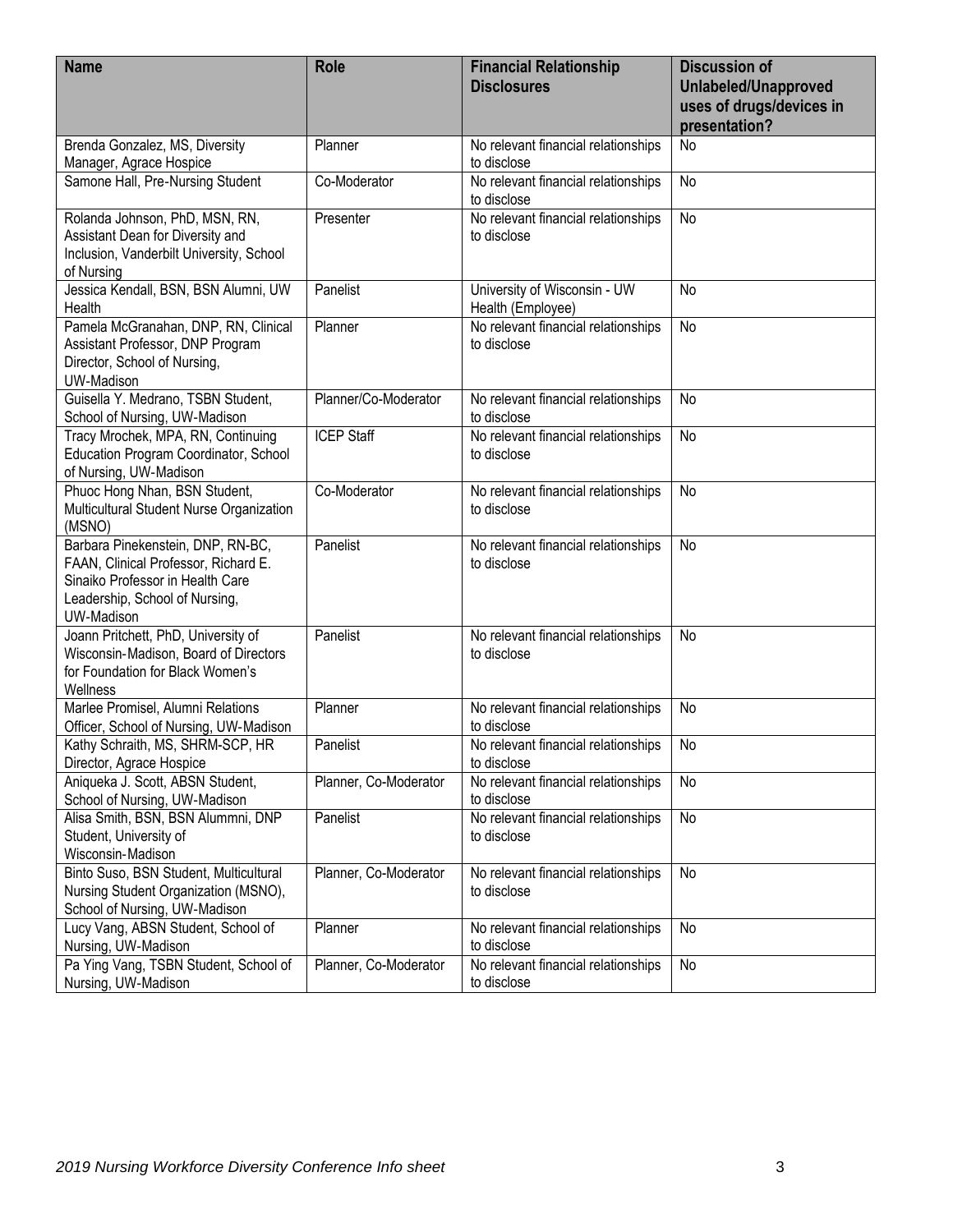| Name | Role | Financial Relationship Disclosures | Discussion of Unlabeled/Unapproved uses of drugs/devices in presentation? |
|---|---|---|---|
| Brenda Gonzalez, MS, Diversity Manager, Agrace Hospice | Planner | No relevant financial relationships to disclose | No |
| Samone Hall, Pre-Nursing Student | Co-Moderator | No relevant financial relationships to disclose | No |
| Rolanda Johnson, PhD, MSN, RN, Assistant Dean for Diversity and Inclusion, Vanderbilt University, School of Nursing | Presenter | No relevant financial relationships to disclose | No |
| Jessica Kendall, BSN, BSN Alumni, UW Health | Panelist | University of Wisconsin - UW Health (Employee) | No |
| Pamela McGranahan, DNP, RN, Clinical Assistant Professor, DNP Program Director, School of Nursing, UW-Madison | Planner | No relevant financial relationships to disclose | No |
| Guisella Y. Medrano, TSBN Student, School of Nursing, UW-Madison | Planner/Co-Moderator | No relevant financial relationships to disclose | No |
| Tracy Mrochek, MPA, RN, Continuing Education Program Coordinator, School of Nursing, UW-Madison | ICEP Staff | No relevant financial relationships to disclose | No |
| Phuoc Hong Nhan, BSN Student, Multicultural Student Nurse Organization (MSNO) | Co-Moderator | No relevant financial relationships to disclose | No |
| Barbara Pinekenstein, DNP, RN-BC, FAAN, Clinical Professor, Richard E. Sinaiko Professor in Health Care Leadership, School of Nursing, UW-Madison | Panelist | No relevant financial relationships to disclose | No |
| Joann Pritchett, PhD, University of Wisconsin-Madison, Board of Directors for Foundation for Black Women's Wellness | Panelist | No relevant financial relationships to disclose | No |
| Marlee Promisel, Alumni Relations Officer, School of Nursing, UW-Madison | Planner | No relevant financial relationships to disclose | No |
| Kathy Schraith, MS, SHRM-SCP, HR Director, Agrace Hospice | Panelist | No relevant financial relationships to disclose | No |
| Aniqueka J. Scott, ABSN Student, School of Nursing, UW-Madison | Planner, Co-Moderator | No relevant financial relationships to disclose | No |
| Alisa Smith, BSN, BSN Alummni, DNP Student, University of Wisconsin-Madison | Panelist | No relevant financial relationships to disclose | No |
| Binto Suso, BSN Student, Multicultural Nursing Student Organization (MSNO), School of Nursing, UW-Madison | Planner, Co-Moderator | No relevant financial relationships to disclose | No |
| Lucy Vang, ABSN Student, School of Nursing, UW-Madison | Planner | No relevant financial relationships to disclose | No |
| Pa Ying Vang, TSBN Student, School of Nursing, UW-Madison | Planner, Co-Moderator | No relevant financial relationships to disclose | No |